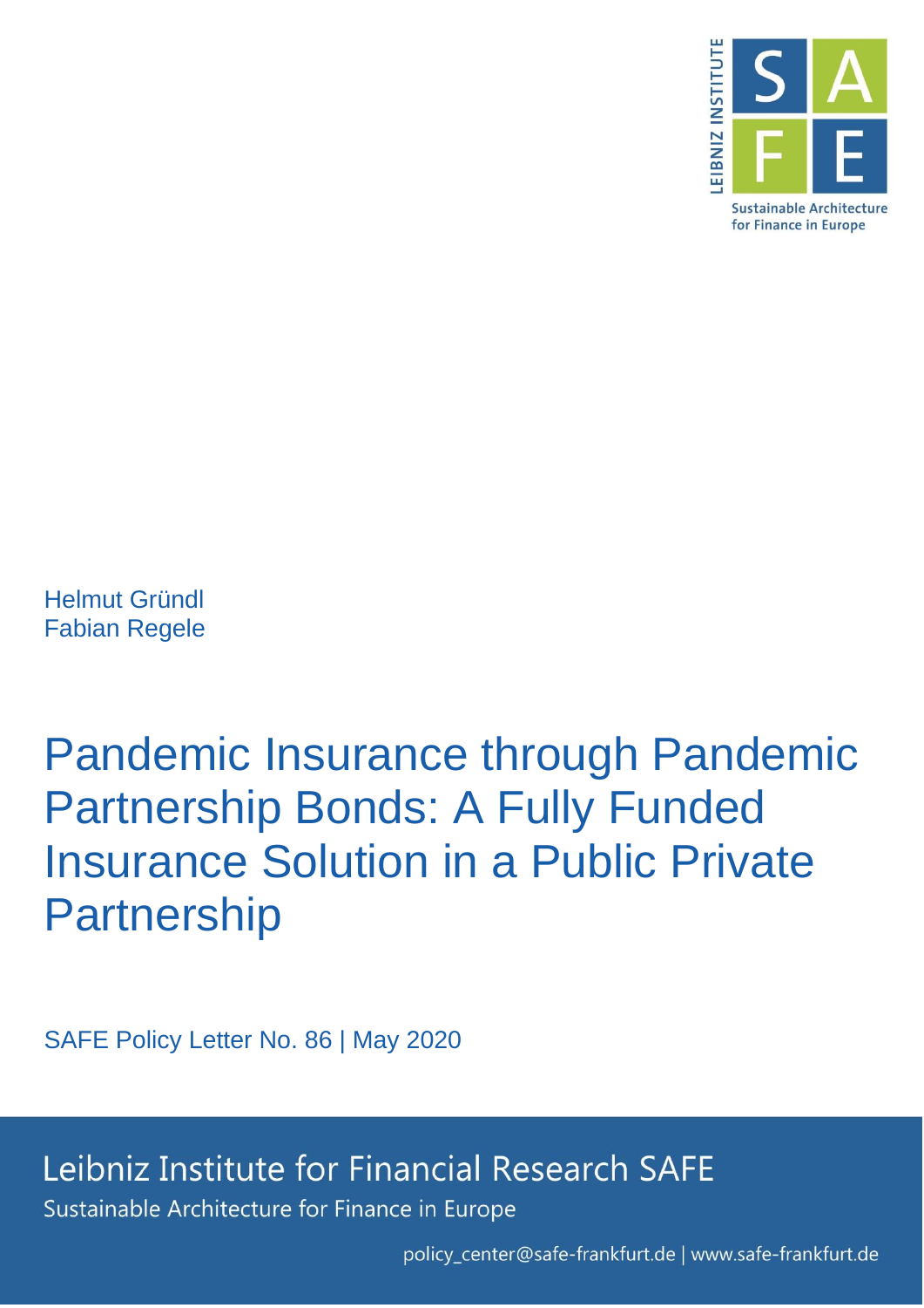LEIBNIZ INSTITUTE

SAFE

Sustainable Architecture for Finance in Europe

Helmut Gründl
Fabian Regele

# Pandemic Insurance through Pandemic Partnership Bonds: A Fully Funded Insurance Solution in a Public Private Partnership

SAFE Policy Letter No. 86 | May 2020

Leibniz Institute for Financial Research SAFE
Sustainable Architecture for Finance in Europe

policy_center@safe-frankfurt.de | www.safe-frankfurt.de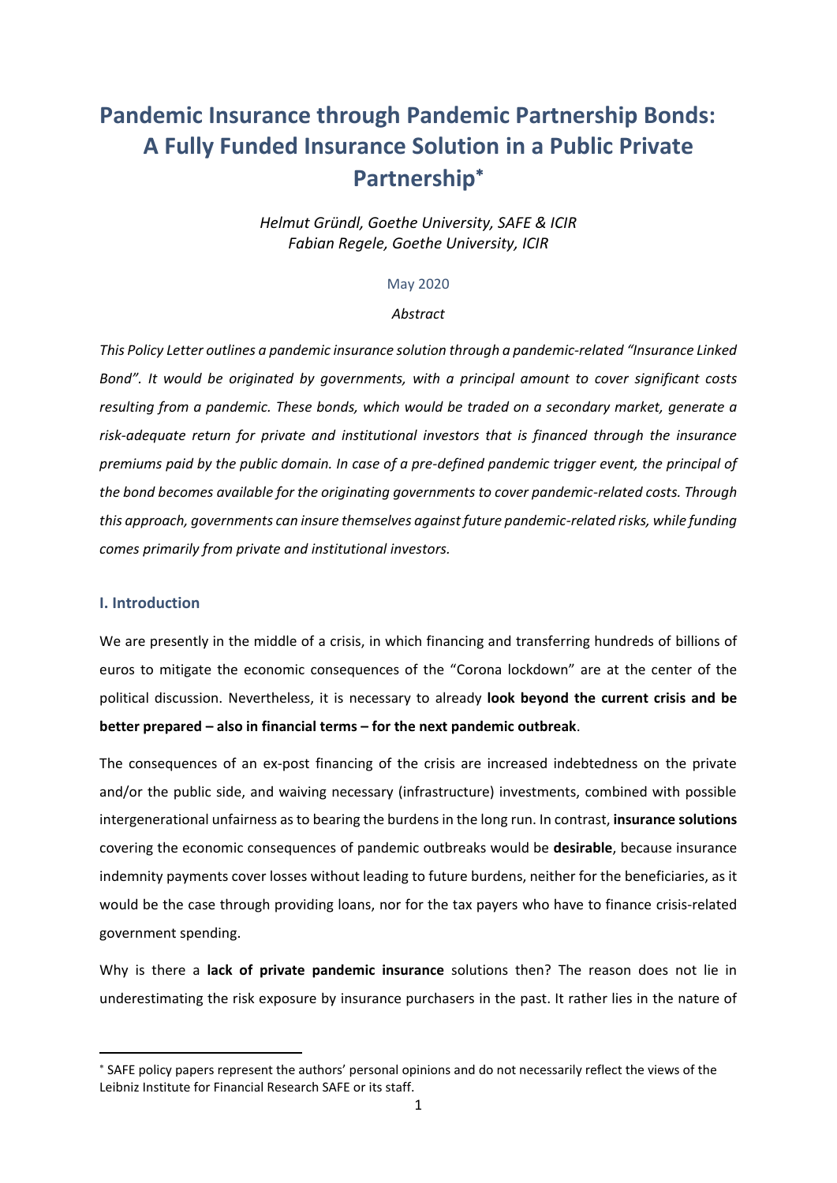# Pandemic Insurance through Pandemic Partnership Bonds: A Fully Funded Insurance Solution in a Public Private Partnership[*]

*Helmut Gründl, Goethe University, SAFE & ICIR*
*Fabian Regele, Goethe University, ICIR*

May 2020

*Abstract*

*This Policy Letter outlines a pandemic insurance solution through a pandemic-related "Insurance Linked Bond". It would be originated by governments, with a principal amount to cover significant costs resulting from a pandemic. These bonds, which would be traded on a secondary market, generate a risk-adequate return for private and institutional investors that is financed through the insurance premiums paid by the public domain. In case of a pre-defined pandemic trigger event, the principal of the bond becomes available for the originating governments to cover pandemic-related costs. Through this approach, governments can insure themselves against future pandemic-related risks, while funding comes primarily from private and institutional investors.*

## I. Introduction

We are presently in the middle of a crisis, in which financing and transferring hundreds of billions of euros to mitigate the economic consequences of the "Corona lockdown" are at the center of the political discussion. Nevertheless, it is necessary to already **look beyond the current crisis and be better prepared – also in financial terms – for the next pandemic outbreak**.

The consequences of an ex-post financing of the crisis are increased indebtedness on the private and/or the public side, and waiving necessary (infrastructure) investments, combined with possible intergenerational unfairness as to bearing the burdens in the long run. In contrast, **insurance solutions** covering the economic consequences of pandemic outbreaks would be **desirable**, because insurance indemnity payments cover losses without leading to future burdens, neither for the beneficiaries, as it would be the case through providing loans, nor for the tax payers who have to finance crisis-related government spending.

Why is there a **lack of private pandemic insurance** solutions then? The reason does not lie in underestimating the risk exposure by insurance purchasers in the past. It rather lies in the nature of

[*] SAFE policy papers represent the authors' personal opinions and do not necessarily reflect the views of the Leibniz Institute for Financial Research SAFE or its staff.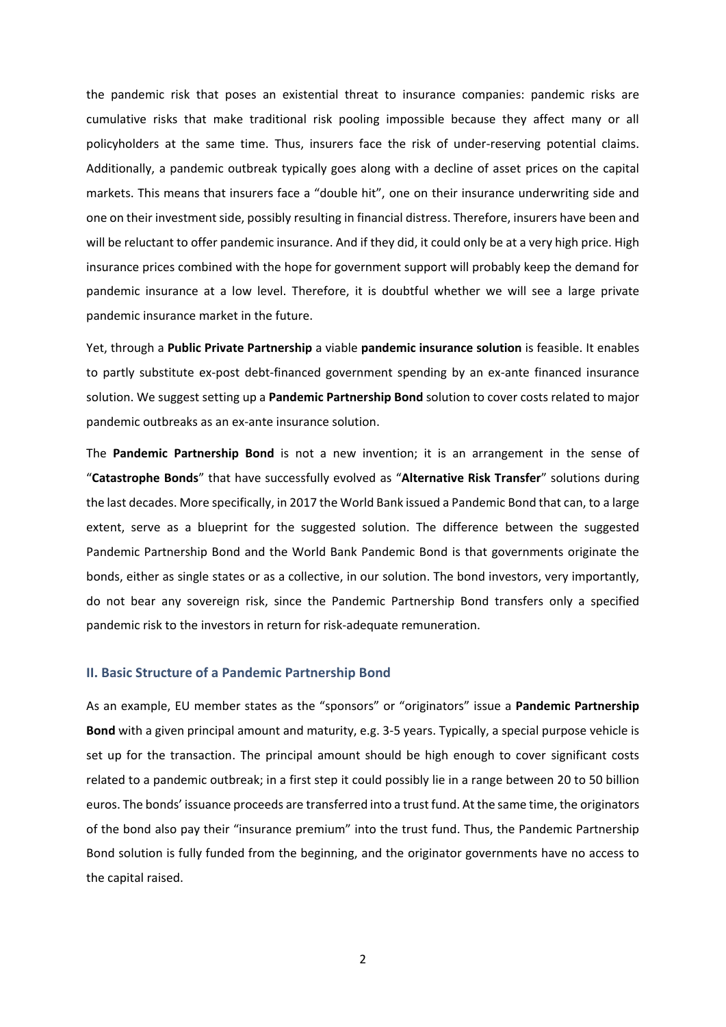the pandemic risk that poses an existential threat to insurance companies: pandemic risks are cumulative risks that make traditional risk pooling impossible because they affect many or all policyholders at the same time. Thus, insurers face the risk of under-reserving potential claims. Additionally, a pandemic outbreak typically goes along with a decline of asset prices on the capital markets. This means that insurers face a "double hit", one on their insurance underwriting side and one on their investment side, possibly resulting in financial distress. Therefore, insurers have been and will be reluctant to offer pandemic insurance. And if they did, it could only be at a very high price. High insurance prices combined with the hope for government support will probably keep the demand for pandemic insurance at a low level. Therefore, it is doubtful whether we will see a large private pandemic insurance market in the future.

Yet, through a **Public Private Partnership** a viable **pandemic insurance solution** is feasible. It enables to partly substitute ex-post debt-financed government spending by an ex-ante financed insurance solution. We suggest setting up a **Pandemic Partnership Bond** solution to cover costs related to major pandemic outbreaks as an ex-ante insurance solution.

The **Pandemic Partnership Bond** is not a new invention; it is an arrangement in the sense of "**Catastrophe Bonds**" that have successfully evolved as "**Alternative Risk Transfer**" solutions during the last decades. More specifically, in 2017 the World Bank issued a Pandemic Bond that can, to a large extent, serve as a blueprint for the suggested solution. The difference between the suggested Pandemic Partnership Bond and the World Bank Pandemic Bond is that governments originate the bonds, either as single states or as a collective, in our solution. The bond investors, very importantly, do not bear any sovereign risk, since the Pandemic Partnership Bond transfers only a specified pandemic risk to the investors in return for risk-adequate remuneration.

## II. Basic Structure of a Pandemic Partnership Bond

As an example, EU member states as the "sponsors" or "originators" issue a **Pandemic Partnership Bond** with a given principal amount and maturity, e.g. 3-5 years. Typically, a special purpose vehicle is set up for the transaction. The principal amount should be high enough to cover significant costs related to a pandemic outbreak; in a first step it could possibly lie in a range between 20 to 50 billion euros. The bonds' issuance proceeds are transferred into a trust fund. At the same time, the originators of the bond also pay their "insurance premium" into the trust fund. Thus, the Pandemic Partnership Bond solution is fully funded from the beginning, and the originator governments have no access to the capital raised.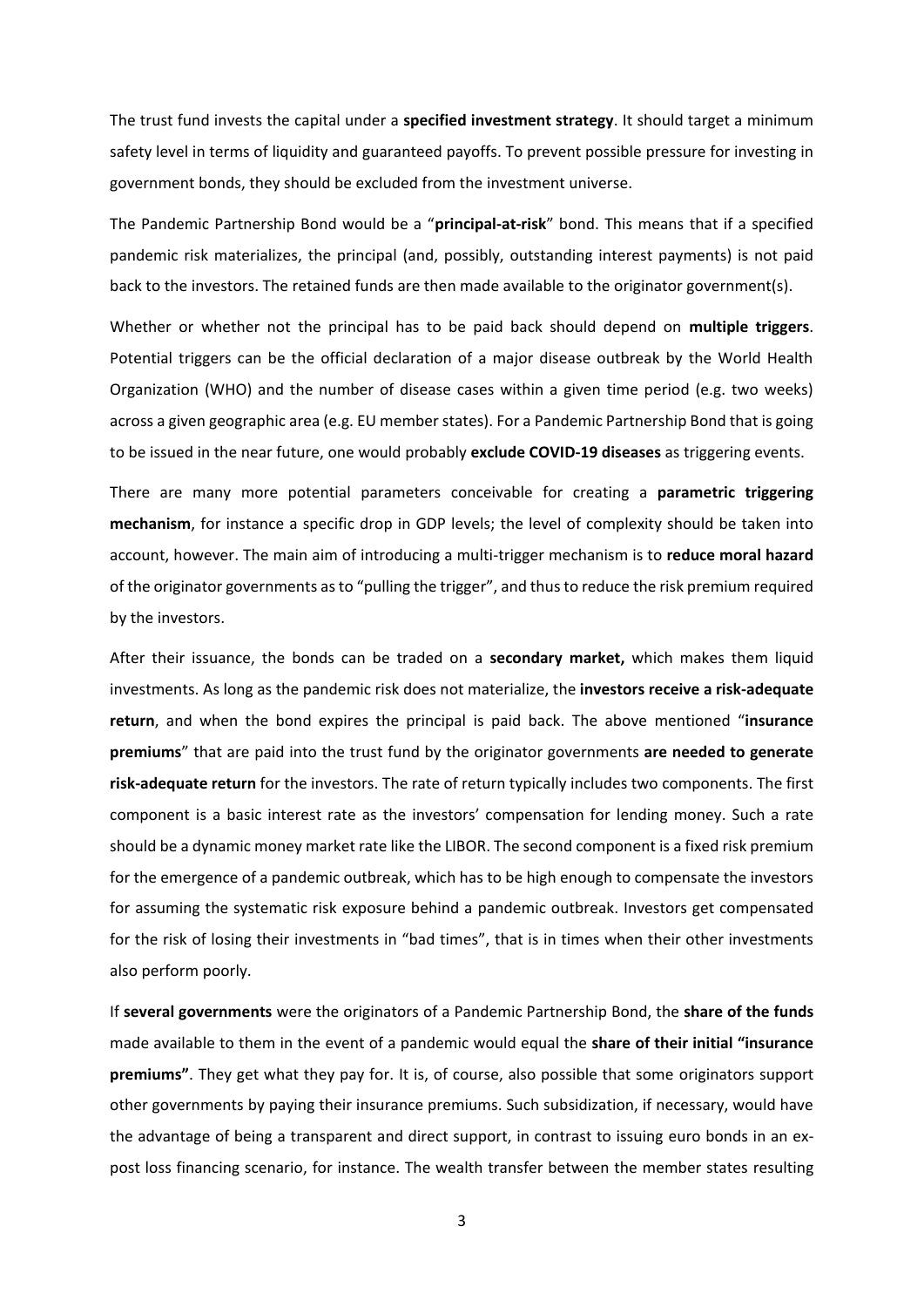The trust fund invests the capital under a **specified investment strategy**. It should target a minimum safety level in terms of liquidity and guaranteed payoffs. To prevent possible pressure for investing in government bonds, they should be excluded from the investment universe.

The Pandemic Partnership Bond would be a "**principal-at-risk**" bond. This means that if a specified pandemic risk materializes, the principal (and, possibly, outstanding interest payments) is not paid back to the investors. The retained funds are then made available to the originator government(s).

Whether or whether not the principal has to be paid back should depend on **multiple triggers**. Potential triggers can be the official declaration of a major disease outbreak by the World Health Organization (WHO) and the number of disease cases within a given time period (e.g. two weeks) across a given geographic area (e.g. EU member states). For a Pandemic Partnership Bond that is going to be issued in the near future, one would probably **exclude COVID-19 diseases** as triggering events.

There are many more potential parameters conceivable for creating a **parametric triggering mechanism**, for instance a specific drop in GDP levels; the level of complexity should be taken into account, however. The main aim of introducing a multi-trigger mechanism is to **reduce moral hazard** of the originator governments as to "pulling the trigger", and thus to reduce the risk premium required by the investors.

After their issuance, the bonds can be traded on a **secondary market,** which makes them liquid investments. As long as the pandemic risk does not materialize, the **investors receive a risk-adequate return**, and when the bond expires the principal is paid back. The above mentioned "**insurance premiums**" that are paid into the trust fund by the originator governments **are needed to generate risk-adequate return** for the investors. The rate of return typically includes two components. The first component is a basic interest rate as the investors' compensation for lending money. Such a rate should be a dynamic money market rate like the LIBOR. The second component is a fixed risk premium for the emergence of a pandemic outbreak, which has to be high enough to compensate the investors for assuming the systematic risk exposure behind a pandemic outbreak. Investors get compensated for the risk of losing their investments in "bad times", that is in times when their other investments also perform poorly.

If **several governments** were the originators of a Pandemic Partnership Bond, the **share of the funds** made available to them in the event of a pandemic would equal the **share of their initial "insurance premiums"**. They get what they pay for. It is, of course, also possible that some originators support other governments by paying their insurance premiums. Such subsidization, if necessary, would have the advantage of being a transparent and direct support, in contrast to issuing euro bonds in an ex-post loss financing scenario, for instance. The wealth transfer between the member states resulting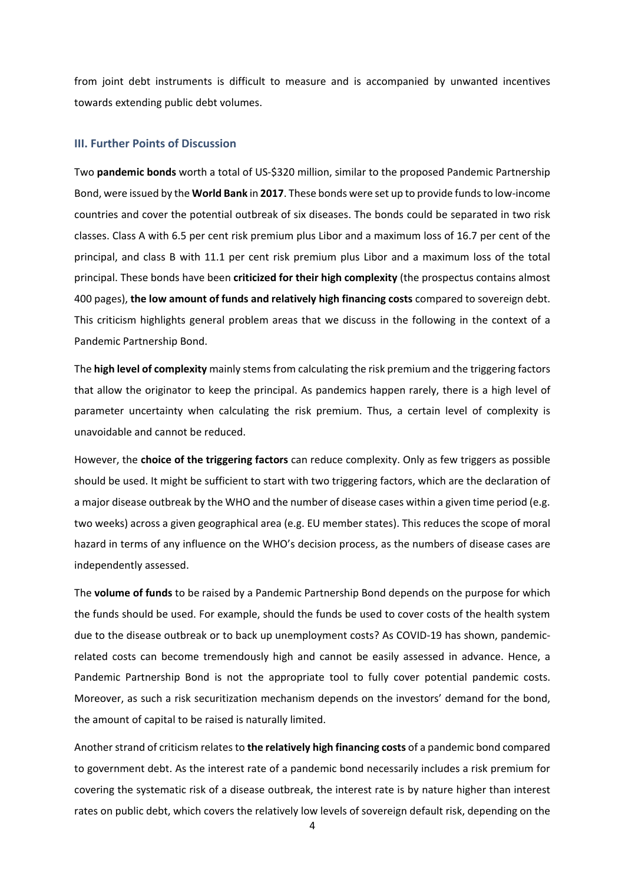from joint debt instruments is difficult to measure and is accompanied by unwanted incentives towards extending public debt volumes.

### III. Further Points of Discussion

Two **pandemic bonds** worth a total of US-$320 million, similar to the proposed Pandemic Partnership Bond, were issued by the **World Bank** in **2017**. These bonds were set up to provide funds to low-income countries and cover the potential outbreak of six diseases. The bonds could be separated in two risk classes. Class A with 6.5 per cent risk premium plus Libor and a maximum loss of 16.7 per cent of the principal, and class B with 11.1 per cent risk premium plus Libor and a maximum loss of the total principal. These bonds have been **criticized for their high complexity** (the prospectus contains almost 400 pages), **the low amount of funds and relatively high financing costs** compared to sovereign debt. This criticism highlights general problem areas that we discuss in the following in the context of a Pandemic Partnership Bond.

The **high level of complexity** mainly stems from calculating the risk premium and the triggering factors that allow the originator to keep the principal. As pandemics happen rarely, there is a high level of parameter uncertainty when calculating the risk premium. Thus, a certain level of complexity is unavoidable and cannot be reduced.

However, the **choice of the triggering factors** can reduce complexity. Only as few triggers as possible should be used. It might be sufficient to start with two triggering factors, which are the declaration of a major disease outbreak by the WHO and the number of disease cases within a given time period (e.g. two weeks) across a given geographical area (e.g. EU member states). This reduces the scope of moral hazard in terms of any influence on the WHO's decision process, as the numbers of disease cases are independently assessed.

The **volume of funds** to be raised by a Pandemic Partnership Bond depends on the purpose for which the funds should be used. For example, should the funds be used to cover costs of the health system due to the disease outbreak or to back up unemployment costs? As COVID-19 has shown, pandemic-related costs can become tremendously high and cannot be easily assessed in advance. Hence, a Pandemic Partnership Bond is not the appropriate tool to fully cover potential pandemic costs. Moreover, as such a risk securitization mechanism depends on the investors' demand for the bond, the amount of capital to be raised is naturally limited.

Another strand of criticism relates to **the relatively high financing costs** of a pandemic bond compared to government debt. As the interest rate of a pandemic bond necessarily includes a risk premium for covering the systematic risk of a disease outbreak, the interest rate is by nature higher than interest rates on public debt, which covers the relatively low levels of sovereign default risk, depending on the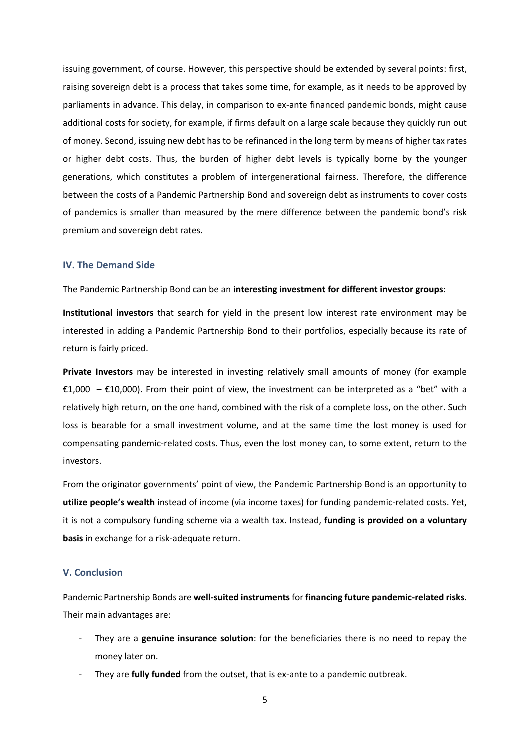issuing government, of course. However, this perspective should be extended by several points: first, raising sovereign debt is a process that takes some time, for example, as it needs to be approved by parliaments in advance. This delay, in comparison to ex-ante financed pandemic bonds, might cause additional costs for society, for example, if firms default on a large scale because they quickly run out of money. Second, issuing new debt has to be refinanced in the long term by means of higher tax rates or higher debt costs. Thus, the burden of higher debt levels is typically borne by the younger generations, which constitutes a problem of intergenerational fairness. Therefore, the difference between the costs of a Pandemic Partnership Bond and sovereign debt as instruments to cover costs of pandemics is smaller than measured by the mere difference between the pandemic bond's risk premium and sovereign debt rates.

## IV. The Demand Side

The Pandemic Partnership Bond can be an **interesting investment for different investor groups**:

**Institutional investors** that search for yield in the present low interest rate environment may be interested in adding a Pandemic Partnership Bond to their portfolios, especially because its rate of return is fairly priced.

**Private Investors** may be interested in investing relatively small amounts of money (for example €1,000 – €10,000). From their point of view, the investment can be interpreted as a "bet" with a relatively high return, on the one hand, combined with the risk of a complete loss, on the other. Such loss is bearable for a small investment volume, and at the same time the lost money is used for compensating pandemic-related costs. Thus, even the lost money can, to some extent, return to the investors.

From the originator governments' point of view, the Pandemic Partnership Bond is an opportunity to **utilize people's wealth** instead of income (via income taxes) for funding pandemic-related costs. Yet, it is not a compulsory funding scheme via a wealth tax. Instead, **funding is provided on a voluntary basis** in exchange for a risk-adequate return.

## V. Conclusion

Pandemic Partnership Bonds are **well-suited instruments** for **financing future pandemic-related risks**. Their main advantages are:

- They are a **genuine insurance solution**: for the beneficiaries there is no need to repay the money later on.
- They are **fully funded** from the outset, that is ex-ante to a pandemic outbreak.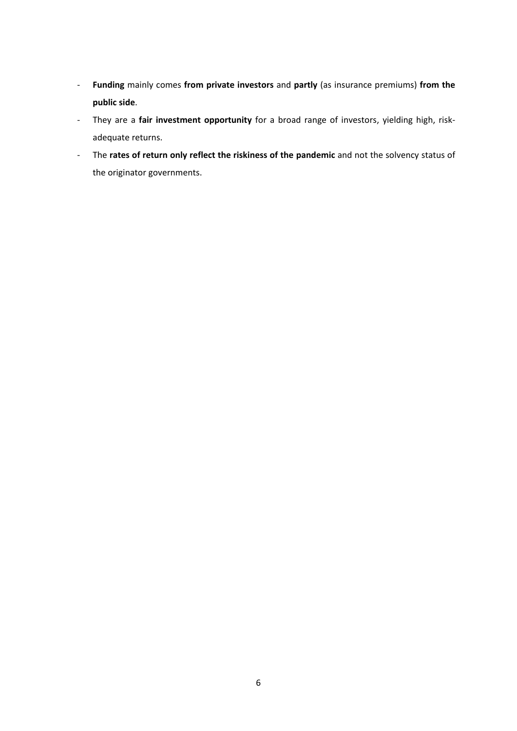- **Funding** mainly comes **from private investors** and **partly** (as insurance premiums) **from the public side**.
- They are a **fair investment opportunity** for a broad range of investors, yielding high, risk-adequate returns.
- The **rates of return only reflect the riskiness of the pandemic** and not the solvency status of the originator governments.